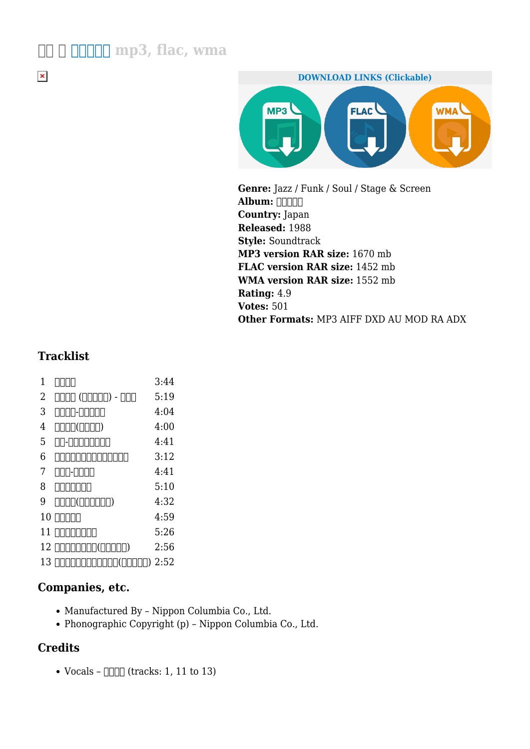# □□ □ □□□□□ mp3, flac, wma

**DOWNLOAD LINKS (Clickable)**

**Genre:** Jazz / Funk / Soul / Stage & Screen
**Album:** □□□□□
**Country:** Japan
**Released:** 1988
**Style:** Soundtrack
**MP3 version RAR size:** 1670 mb
**FLAC version RAR size:** 1452 mb
**WMA version RAR size:** 1552 mb
**Rating:** 4.9
**Votes:** 501
**Other Formats:** MP3 AIFF DXD AU MOD RA ADX

### Tracklist

| | | |
|---|---|---|
| 1 | □□□□ | 3:44 |
| 2 | □□□□ (□□□□□) - □□□ | 5:19 |
| 3 | □□□□-□□□□□ | 4:04 |
| 4 | □□□□(□□□□) | 4:00 |
| 5 | □□-□□□□□□□□□ | 4:41 |
| 6 | □□□□□□□□□□□□□□□ | 3:12 |
| 7 | □□□-□□□□ | 4:41 |
| 8 | □□□□□□□ | 5:10 |
| 9 | □□□□(□□□□□□□) | 4:32 |
| 10 | □□□□□ | 4:59 |
| 11 | □□□□□□□□ | 5:26 |
| 12 | □□□□□□□□(□□□□□□) | 2:56 |
| 13 | □□□□□□□□□□□□(□□□□□□) | 2:52 |

### Companies, etc.

- Manufactured By – Nippon Columbia Co., Ltd.
- Phonographic Copyright (p) – Nippon Columbia Co., Ltd.

### Credits

- Vocals – □□□□ (tracks: 1, 11 to 13)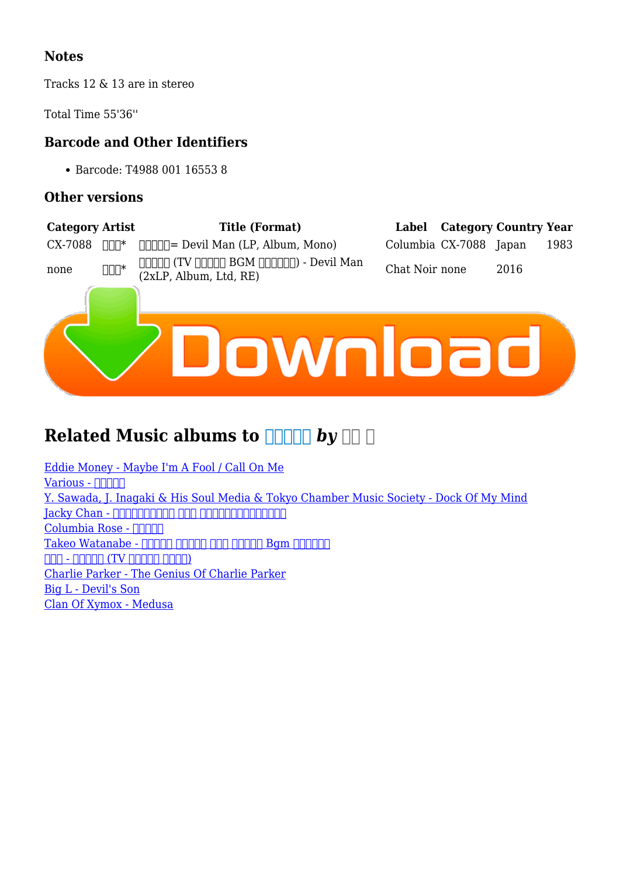### Notes

Tracks 12 & 13 are in stereo

Total Time 55'36''

### Barcode and Other Identifiers

- Barcode: T4988 001 16553 8

### Other versions

| Category | Artist | Title (Format) | Label | Category | Country | Year |
|---|---|---|---|---|---|---|
| CX-7088 | □□□* | □□□□□= Devil Man (LP, Album, Mono) | Columbia | CX-7088 | Japan | 1983 |
| none | □□□* | □□□□□ (TV □□□□□ BGM □□□□□□) - Devil Man (2xLP, Album, Ltd, RE) | Chat Noir | none | | 2016 |

## Related Music albums to □□□□□ *by* □□ □

Eddie Money - Maybe I'm A Fool / Call On Me
Various - □□□□□
Y. Sawada, J. Inagaki & His Soul Media & Tokyo Chamber Music Society - Dock Of My Mind
Jacky Chan - □□□□□□□□□□ □□□ □□□□□□□□□□□□□□□
Columbia Rose - □□□□□
Takeo Watanabe - □□□□□ □□□□□ □□□ □□□□□ Bgm □□□□□□
□□□ - □□□□□ (TV □□□□□ □□□□)
Charlie Parker - The Genius Of Charlie Parker
Big L - Devil's Son
Clan Of Xymox - Medusa